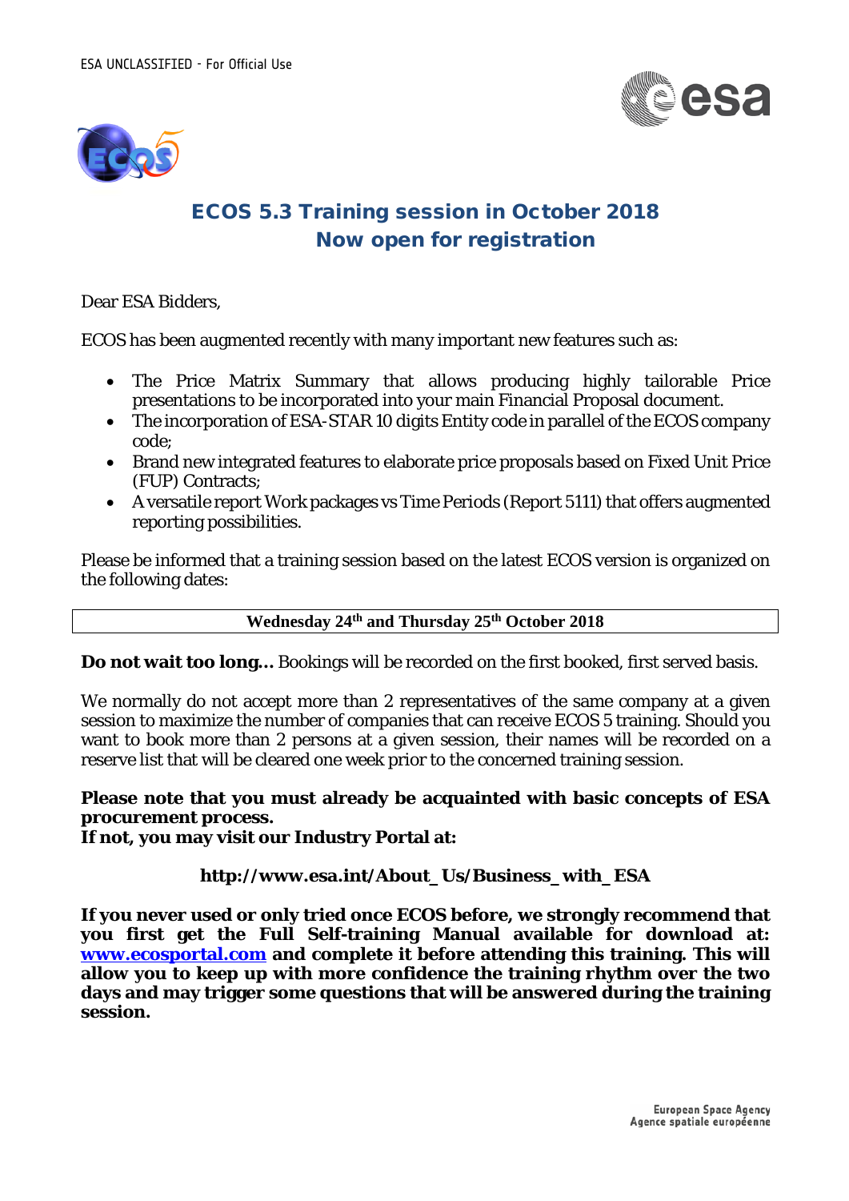# ECOS 5.3 Training session in October 2018
## Now open for registration

Dear ESA Bidders,

ECOS has been augmented recently with many important new features such as:

- The Price Matrix Summary that allows producing highly tailorable Price presentations to be incorporated into your main Financial Proposal document.
- The incorporation of ESA-STAR 10 digits Entity code in parallel of the ECOS company code;
- Brand new integrated features to elaborate price proposals based on Fixed Unit Price (FUP) Contracts;
- A versatile report Work packages vs Time Periods (Report 5111) that offers augmented reporting possibilities.

Please be informed that a training session based on the latest ECOS version is organized on the following dates:

| **Wednesday 24th and Thursday 25th October 2018** |
|---|

**Do not wait too long…** Bookings will be recorded on the first booked, first served basis.

We normally do not accept more than 2 representatives of the same company at a given session to maximize the number of companies that can receive ECOS 5 training. Should you want to book more than 2 persons at a given session, their names will be recorded on a reserve list that will be cleared one week prior to the concerned training session.

**Please note that you must already be acquainted with basic concepts of ESA procurement process.**
**If not, you may visit our Industry Portal at:**

**http://www.esa.int/About_Us/Business_with_ESA**

**If you never used or only tried once ECOS before, we strongly recommend that you first get the Full Self-training Manual available for download at: [www.ecosportal.com](http://www.ecosportal.com) and complete it before attending this training. This will allow you to keep up with more confidence the training rhythm over the two days and may trigger some questions that will be answered during the training session.**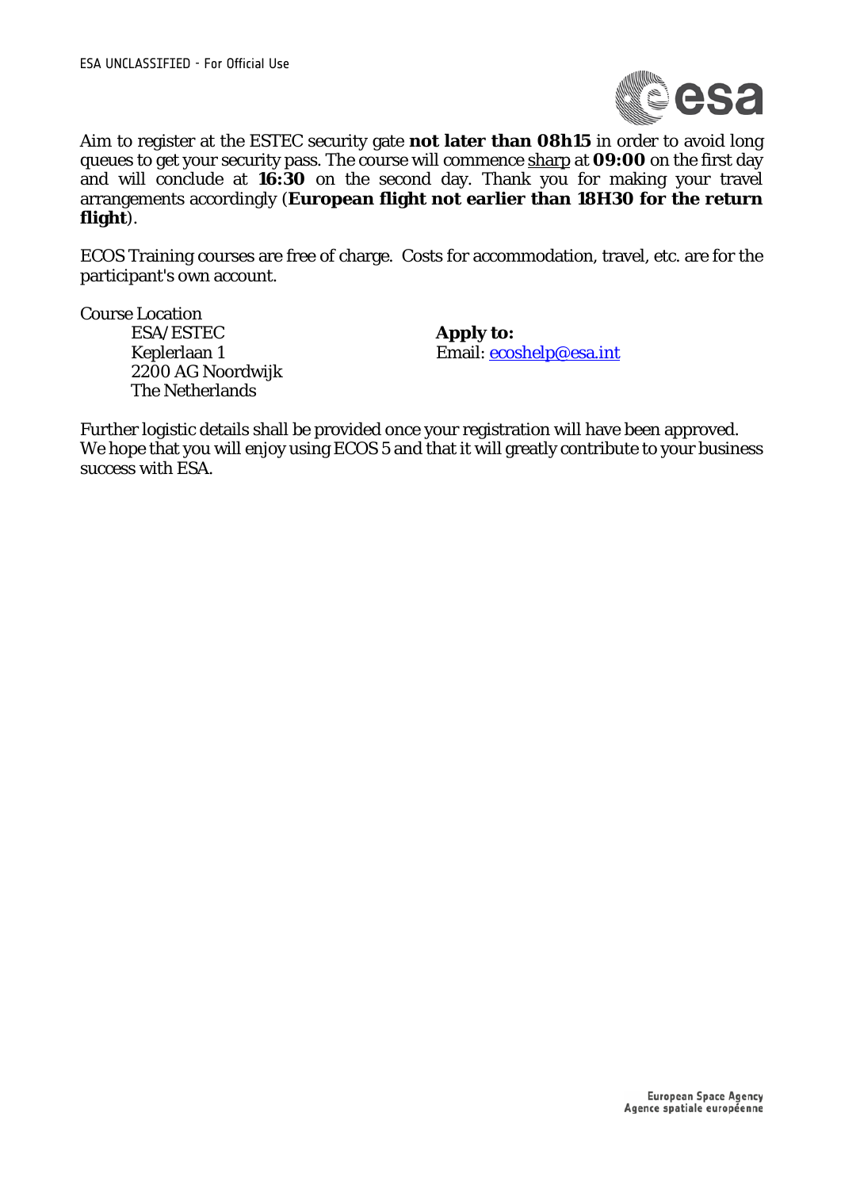Aim to register at the ESTEC security gate **not later than 08h15** in order to avoid long queues to get your security pass. The course will commence sharp at **09:00** on the first day and will conclude at **16:30** on the second day. Thank you for making your travel arrangements accordingly (**European flight not earlier than 18H30 for the return flight**).

ECOS Training courses are free of charge. Costs for accommodation, travel, etc. are for the participant's own account.

Course Location

ESA/ESTEC
Keplerlaan 1
2200 AG Noordwijk
The Netherlands

**Apply to:**
Email: ecoshelp@esa.int

Further logistic details shall be provided once your registration will have been approved.
We hope that you will enjoy using ECOS 5 and that it will greatly contribute to your business success with ESA.